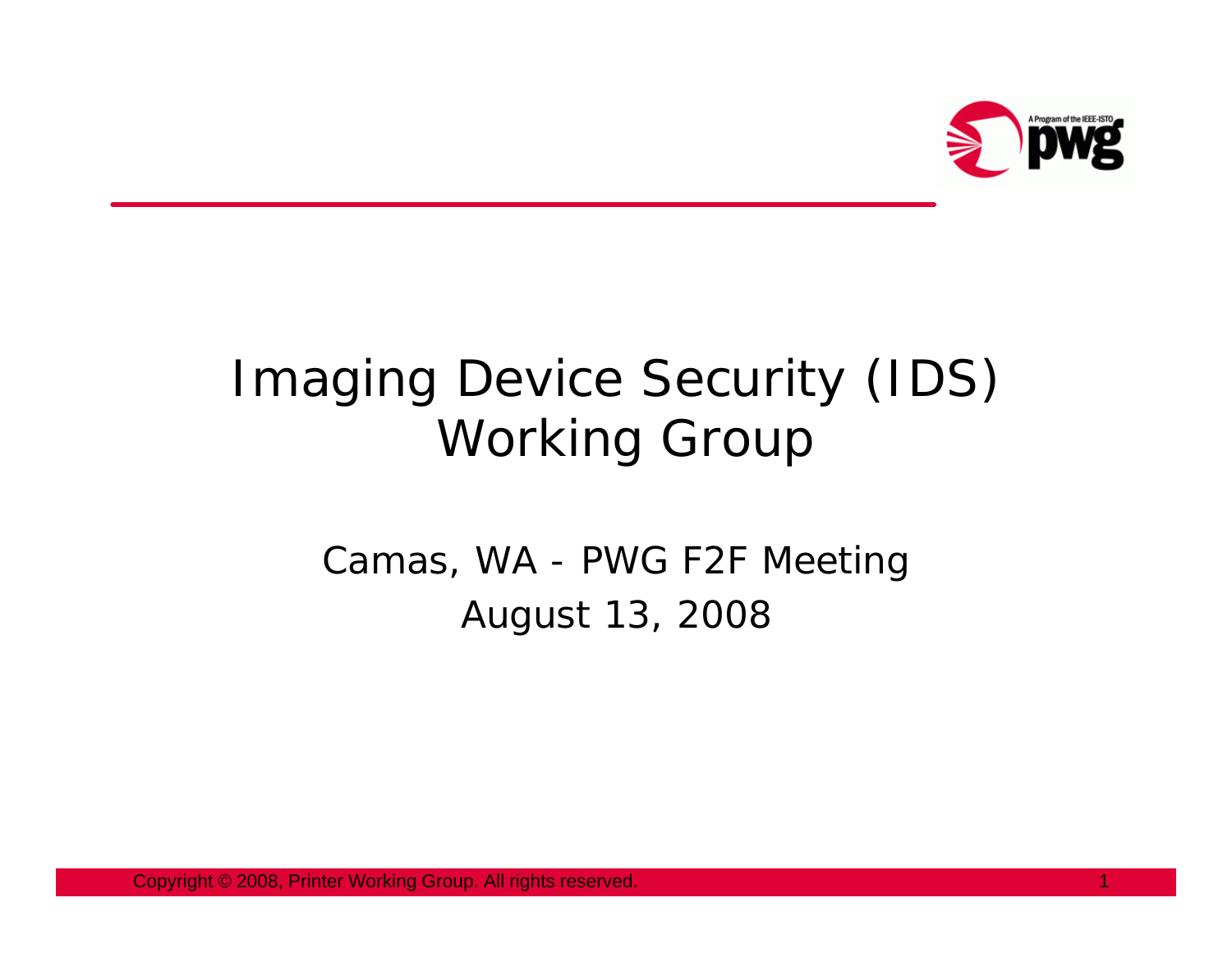# Imaging Device Security (IDS) Working Group

Camas, WA - PWG F2F Meeting

August 13, 2008

Copyright © 2008, Printer Working Group. All rights reserved.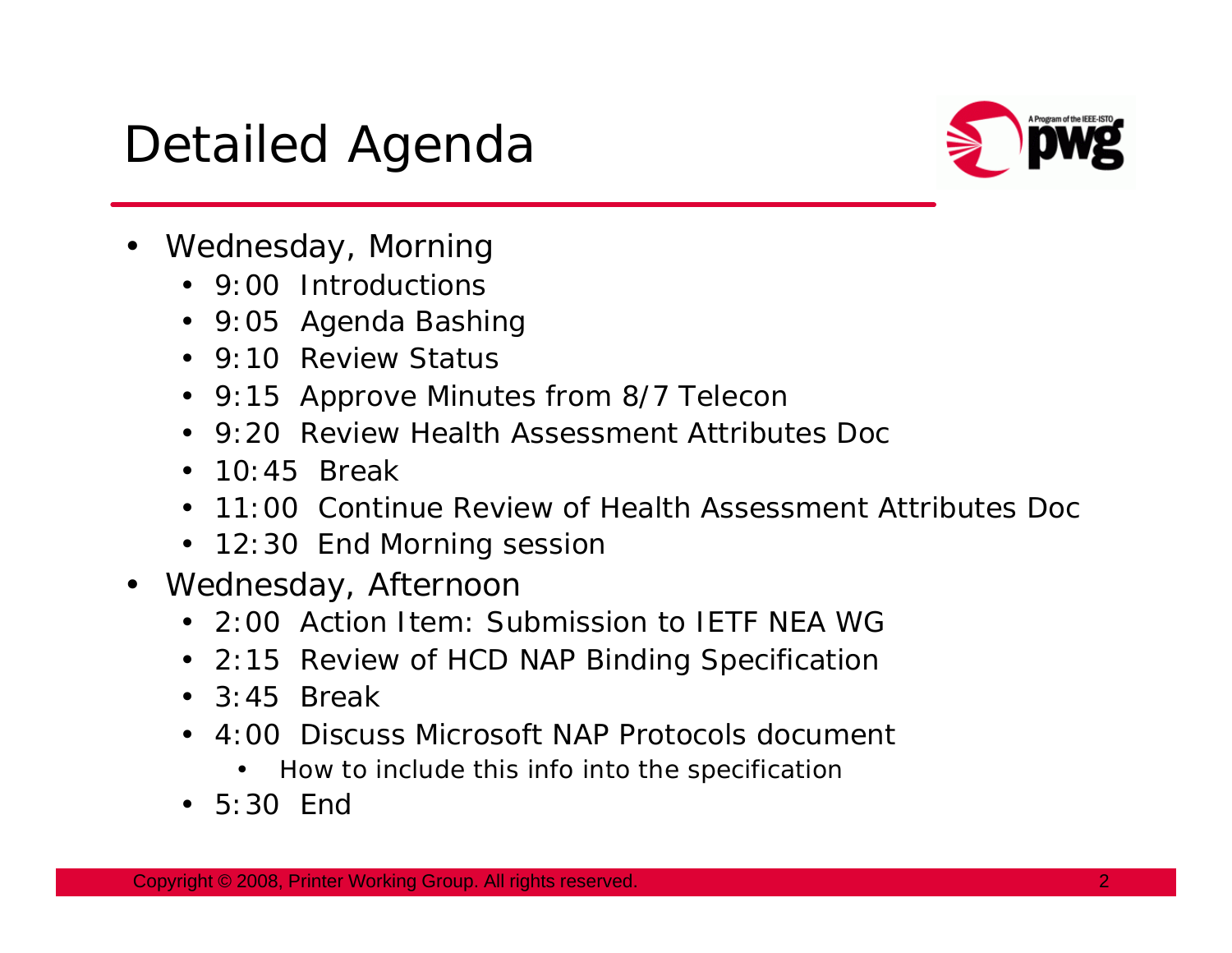# Detailed Agenda

- Wednesday, Morning
  - 9:00 Introductions
  - 9:05 Agenda Bashing
  - 9:10 Review Status
  - 9:15 Approve Minutes from 8/7 Telecon
  - 9:20 Review Health Assessment Attributes Doc
  - 10:45 Break
  - 11:00 Continue Review of Health Assessment Attributes Doc
  - 12:30 End Morning session
- Wednesday, Afternoon
  - 2:00 Action Item: Submission to IETF NEA WG
  - 2:15 Review of HCD NAP Binding Specification
  - 3:45 Break
  - 4:00 Discuss Microsoft NAP Protocols document
    - How to include this info into the specification
  - 5:30 End

Copyright © 2008, Printer Working Group. All rights reserved.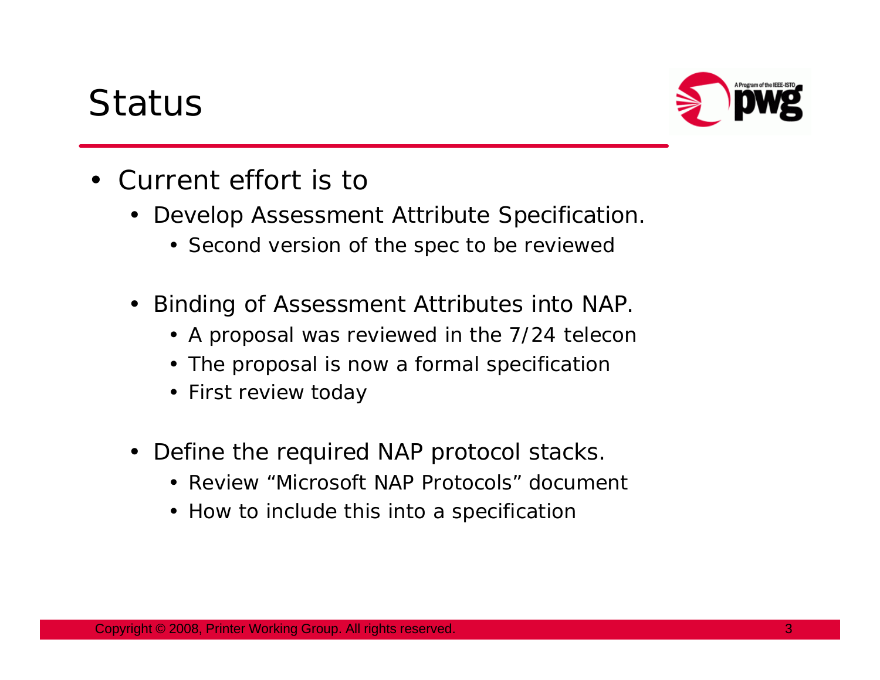# Status

- Current effort is to
  - Develop Assessment Attribute Specification.
    - Second version of the spec to be reviewed
  - Binding of Assessment Attributes into NAP.
    - A proposal was reviewed in the 7/24 telecon
    - The proposal is now a formal specification
    - First review today
  - Define the required NAP protocol stacks.
    - Review “Microsoft NAP Protocols” document
    - How to include this into a specification